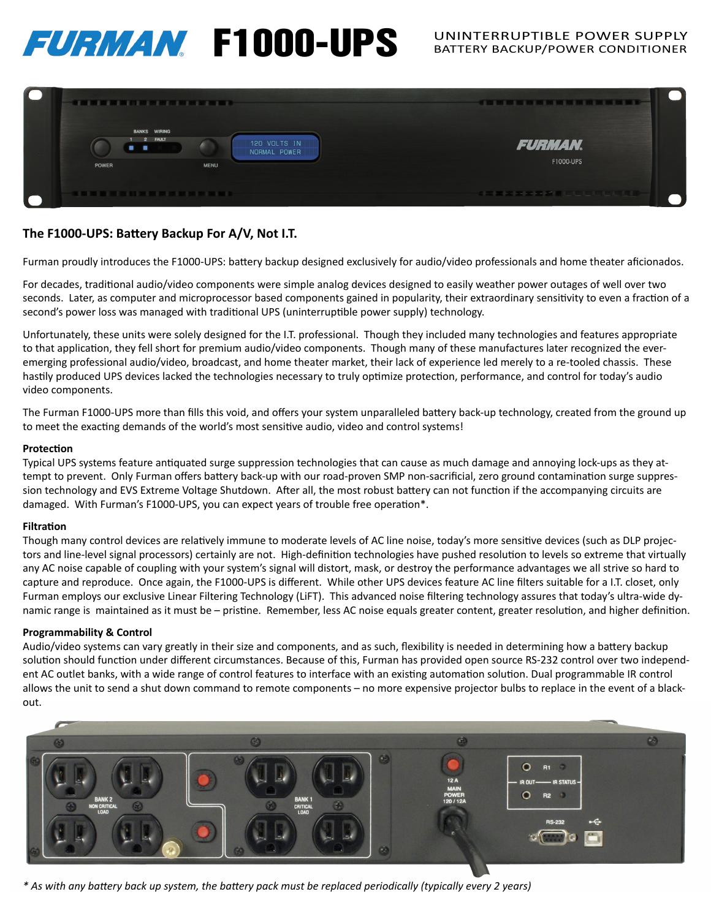# FURMAN F1000-UPS

UNINTERRUPTIBLE POWER SUPPLY
BATTERY BACKUP/POWER CONDITIONER

## The F1000-UPS: Battery Backup For A/V, Not I.T.

Furman proudly introduces the F1000-UPS: battery backup designed exclusively for audio/video professionals and home theater aficionados.

For decades, traditional audio/video components were simple analog devices designed to easily weather power outages of well over two seconds. Later, as computer and microprocessor based components gained in popularity, their extraordinary sensitivity to even a fraction of a second's power loss was managed with traditional UPS (uninterruptible power supply) technology.

Unfortunately, these units were solely designed for the I.T. professional. Though they included many technologies and features appropriate to that application, they fell short for premium audio/video components. Though many of these manufactures later recognized the ever-emerging professional audio/video, broadcast, and home theater market, their lack of experience led merely to a re-tooled chassis. These hastily produced UPS devices lacked the technologies necessary to truly optimize protection, performance, and control for today's audio video components.

The Furman F1000-UPS more than fills this void, and offers your system unparalleled battery back-up technology, created from the ground up to meet the exacting demands of the world's most sensitive audio, video and control systems!

### Protection

Typical UPS systems feature antiquated surge suppression technologies that can cause as much damage and annoying lock-ups as they attempt to prevent. Only Furman offers battery back-up with our road-proven SMP non-sacrificial, zero ground contamination surge suppression technology and EVS Extreme Voltage Shutdown. After all, the most robust battery can not function if the accompanying circuits are damaged. With Furman's F1000-UPS, you can expect years of trouble free operation*.

### Filtration

Though many control devices are relatively immune to moderate levels of AC line noise, today's more sensitive devices (such as DLP projectors and line-level signal processors) certainly are not. High-definition technologies have pushed resolution to levels so extreme that virtually any AC noise capable of coupling with your system's signal will distort, mask, or destroy the performance advantages we all strive so hard to capture and reproduce. Once again, the F1000-UPS is different. While other UPS devices feature AC line filters suitable for a I.T. closet, only Furman employs our exclusive Linear Filtering Technology (LiFT). This advanced noise filtering technology assures that today's ultra-wide dynamic range is maintained as it must be – pristine. Remember, less AC noise equals greater content, greater resolution, and higher definition.

### Programmability & Control

Audio/video systems can vary greatly in their size and components, and as such, flexibility is needed in determining how a battery backup solution should function under different circumstances. Because of this, Furman has provided open source RS-232 control over two independent AC outlet banks, with a wide range of control features to interface with an existing automation solution. Dual programmable IR control allows the unit to send a shut down command to remote components – no more expensive projector bulbs to replace in the event of a blackout.

*\* As with any battery back up system, the battery pack must be replaced periodically (typically every 2 years)*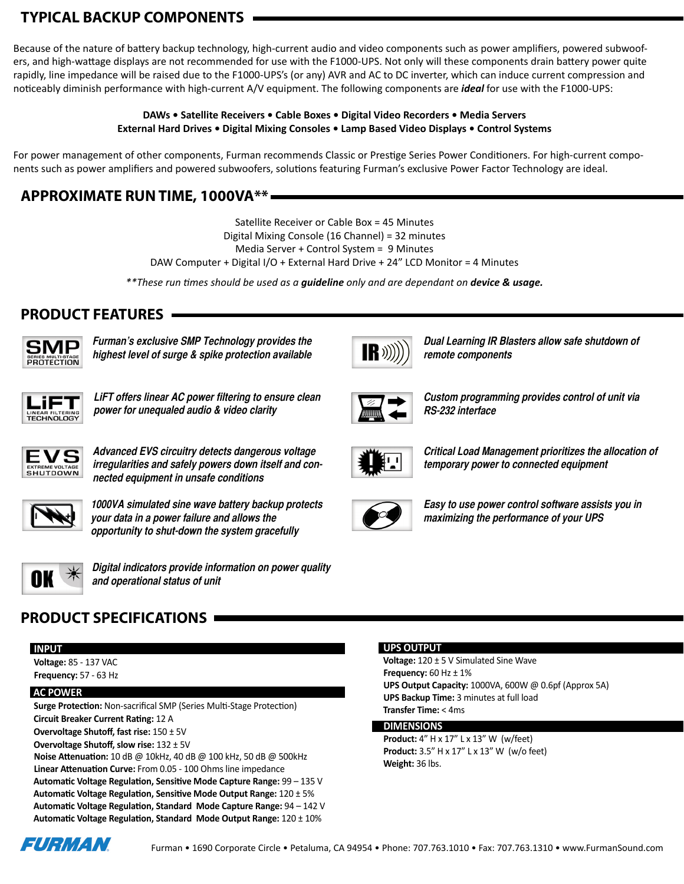## TYPICAL BACKUP COMPONENTS

Because of the nature of battery backup technology, high-current audio and video components such as power amplifiers, powered subwoofers, and high-wattage displays are not recommended for use with the F1000-UPS. Not only will these components drain battery power quite rapidly, line impedance will be raised due to the F1000-UPS's (or any) AVR and AC to DC inverter, which can induce current compression and noticeably diminish performance with high-current A/V equipment. The following components are ***ideal*** for use with the F1000-UPS:

**DAWs • Satellite Receivers • Cable Boxes • Digital Video Recorders • Media Servers**
**External Hard Drives • Digital Mixing Consoles • Lamp Based Video Displays • Control Systems**

For power management of other components, Furman recommends Classic or Prestige Series Power Conditioners. For high-current components such as power amplifiers and powered subwoofers, solutions featuring Furman's exclusive Power Factor Technology are ideal.

## APPROXIMATE RUN TIME, 1000VA**

Satellite Receiver or Cable Box = 45 Minutes
Digital Mixing Console (16 Channel) = 32 minutes
Media Server + Control System = 9 Minutes
DAW Computer + Digital I/O + External Hard Drive + 24" LCD Monitor = 4 Minutes

*\*\*These run times should be used as a **guideline** only and are dependant on **device & usage.***

## PRODUCT FEATURES

*Furman's exclusive SMP Technology provides the highest level of surge & spike protection available*

*LiFT offers linear AC power filtering to ensure clean power for unequaled audio & video clarity*

*Advanced EVS circuitry detects dangerous voltage irregularities and safely powers down itself and connected equipment in unsafe conditions*

*1000VA simulated sine wave battery backup protects your data in a power failure and allows the opportunity to shut-down the system gracefully*

*Digital indicators provide information on power quality and operational status of unit*

*Dual Learning IR Blasters allow safe shutdown of remote components*

*Custom programming provides control of unit via RS-232 interface*

*Critical Load Management prioritizes the allocation of temporary power to connected equipment*

*Easy to use power control software assists you in maximizing the performance of your UPS*

## PRODUCT SPECIFICATIONS

### INPUT

**Voltage:** 85 - 137 VAC
**Frequency:** 57 - 63 Hz

### AC POWER

**Surge Protection:** Non-sacrifical SMP (Series Multi-Stage Protection)
**Circuit Breaker Current Rating:** 12 A
**Overvoltage Shutoff, fast rise:** 150 ± 5V
**Overvoltage Shutoff, slow rise:** 132 ± 5V
**Noise Attenuation:** 10 dB @ 10kHz, 40 dB @ 100 kHz, 50 dB @ 500kHz
**Linear Attenuation Curve:** From 0.05 - 100 Ohms line impedance
**Automatic Voltage Regulation, Sensitive Mode Capture Range:** 99 – 135 V
**Automatic Voltage Regulation, Sensitive Mode Output Range:** 120 ± 5%
**Automatic Voltage Regulation, Standard Mode Capture Range:** 94 – 142 V
**Automatic Voltage Regulation, Standard Mode Output Range:** 120 ± 10%

### UPS OUTPUT

**Voltage:** 120 ± 5 V Simulated Sine Wave
**Frequency:** 60 Hz ± 1%
**UPS Output Capacity:** 1000VA, 600W @ 0.6pf (Approx 5A)
**UPS Backup Time:** 3 minutes at full load
**Transfer Time:** < 4ms

### DIMENSIONS

**Product:** 4" H x 17" L x 13" W (w/feet)
**Product:** 3.5" H x 17" L x 13" W (w/o feet)
**Weight:** 36 lbs.

FURMAN

Furman • 1690 Corporate Circle • Petaluma, CA 94954 • Phone: 707.763.1010 • Fax: 707.763.1310 • www.FurmanSound.com